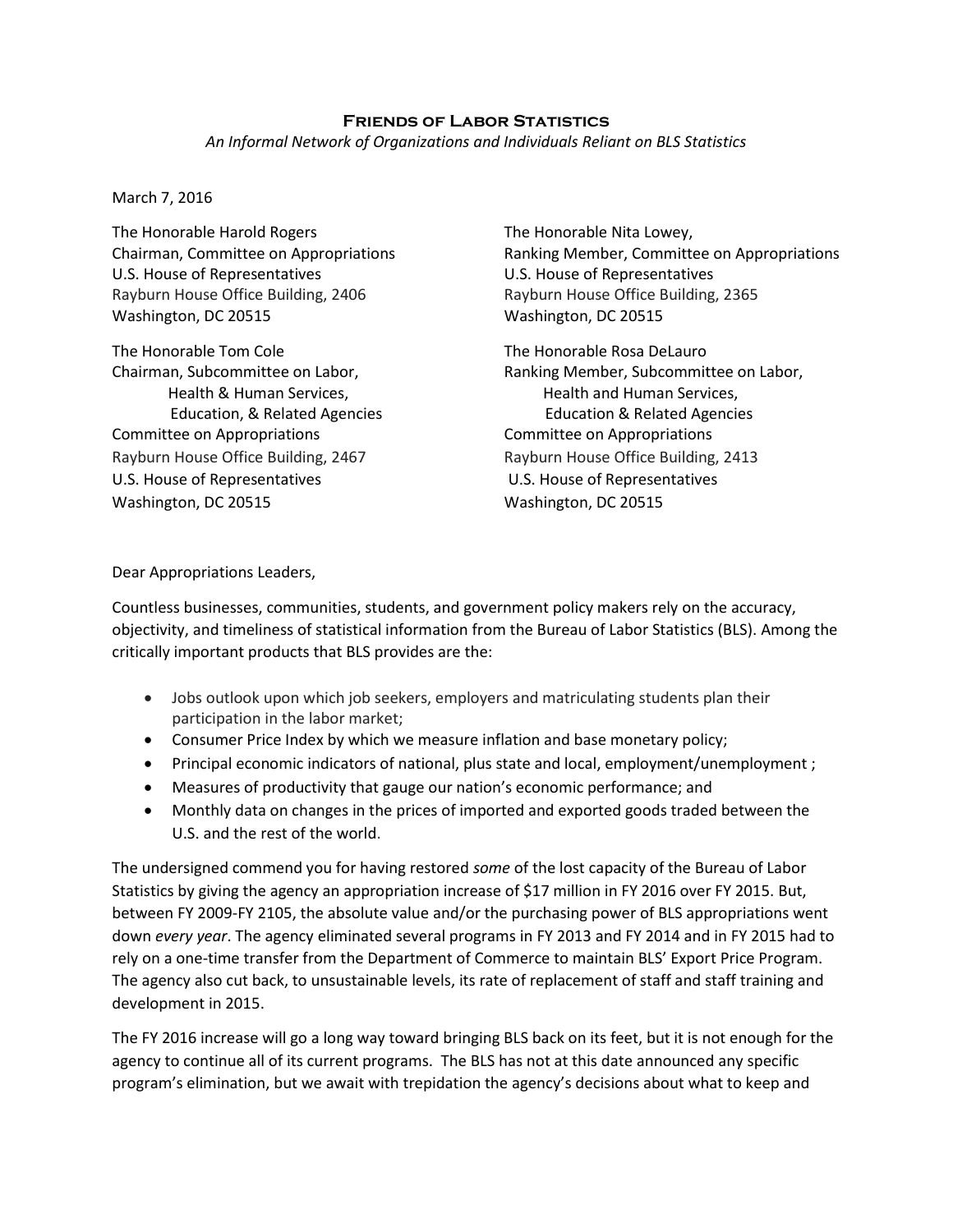**Friends of Labor Statistics**

*An Informal Network of Organizations and Individuals Reliant on BLS Statistics*

March 7, 2016

The Honorable Harold Rogers
Chairman, Committee on Appropriations
U.S. House of Representatives
Rayburn House Office Building, 2406
Washington, DC 20515

The Honorable Nita Lowey,
Ranking Member, Committee on Appropriations
U.S. House of Representatives
Rayburn House Office Building, 2365
Washington, DC 20515

The Honorable Tom Cole
Chairman, Subcommittee on Labor,
Health & Human Services,
Education, & Related Agencies
Committee on Appropriations
Rayburn House Office Building, 2467
U.S. House of Representatives
Washington, DC 20515

The Honorable Rosa DeLauro
Ranking Member, Subcommittee on Labor,
Health and Human Services,
Education & Related Agencies
Committee on Appropriations
Rayburn House Office Building, 2413
U.S. House of Representatives
Washington, DC 20515

Dear Appropriations Leaders,

Countless businesses, communities, students, and government policy makers rely on the accuracy, objectivity, and timeliness of statistical information from the Bureau of Labor Statistics (BLS). Among the critically important products that BLS provides are the:

- Jobs outlook upon which job seekers, employers and matriculating students plan their participation in the labor market;
- Consumer Price Index by which we measure inflation and base monetary policy;
- Principal economic indicators of national, plus state and local, employment/unemployment ;
- Measures of productivity that gauge our nation's economic performance; and
- Monthly data on changes in the prices of imported and exported goods traded between the U.S. and the rest of the world.

The undersigned commend you for having restored *some* of the lost capacity of the Bureau of Labor Statistics by giving the agency an appropriation increase of $17 million in FY 2016 over FY 2015. But, between FY 2009-FY 2105, the absolute value and/or the purchasing power of BLS appropriations went down *every year*. The agency eliminated several programs in FY 2013 and FY 2014 and in FY 2015 had to rely on a one-time transfer from the Department of Commerce to maintain BLS' Export Price Program. The agency also cut back, to unsustainable levels, its rate of replacement of staff and staff training and development in 2015.

The FY 2016 increase will go a long way toward bringing BLS back on its feet, but it is not enough for the agency to continue all of its current programs. The BLS has not at this date announced any specific program's elimination, but we await with trepidation the agency's decisions about what to keep and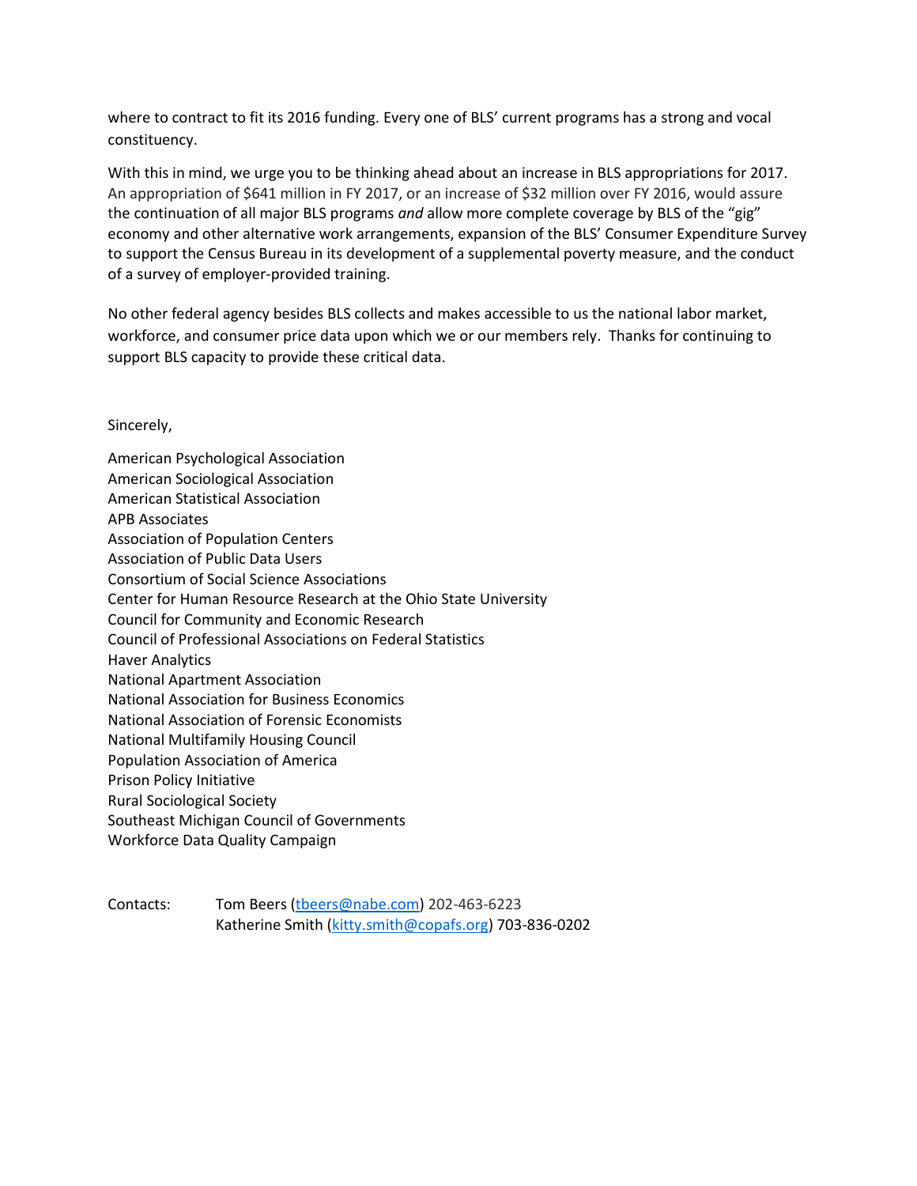where to contract to fit its 2016 funding. Every one of BLS' current programs has a strong and vocal constituency.

With this in mind, we urge you to be thinking ahead about an increase in BLS appropriations for 2017. An appropriation of $641 million in FY 2017, or an increase of $32 million over FY 2016, would assure the continuation of all major BLS programs *and* allow more complete coverage by BLS of the "gig" economy and other alternative work arrangements, expansion of the BLS' Consumer Expenditure Survey to support the Census Bureau in its development of a supplemental poverty measure, and the conduct of a survey of employer-provided training.

No other federal agency besides BLS collects and makes accessible to us the national labor market, workforce, and consumer price data upon which we or our members rely. Thanks for continuing to support BLS capacity to provide these critical data.

Sincerely,

American Psychological Association
American Sociological Association
American Statistical Association
APB Associates
Association of Population Centers
Association of Public Data Users
Consortium of Social Science Associations
Center for Human Resource Research at the Ohio State University
Council for Community and Economic Research
Council of Professional Associations on Federal Statistics
Haver Analytics
National Apartment Association
National Association for Business Economics
National Association of Forensic Economists
National Multifamily Housing Council
Population Association of America
Prison Policy Initiative
Rural Sociological Society
Southeast Michigan Council of Governments
Workforce Data Quality Campaign

Contacts: Tom Beers (tbeers@nabe.com) 202-463-6223
Katherine Smith (kitty.smith@copafs.org) 703-836-0202